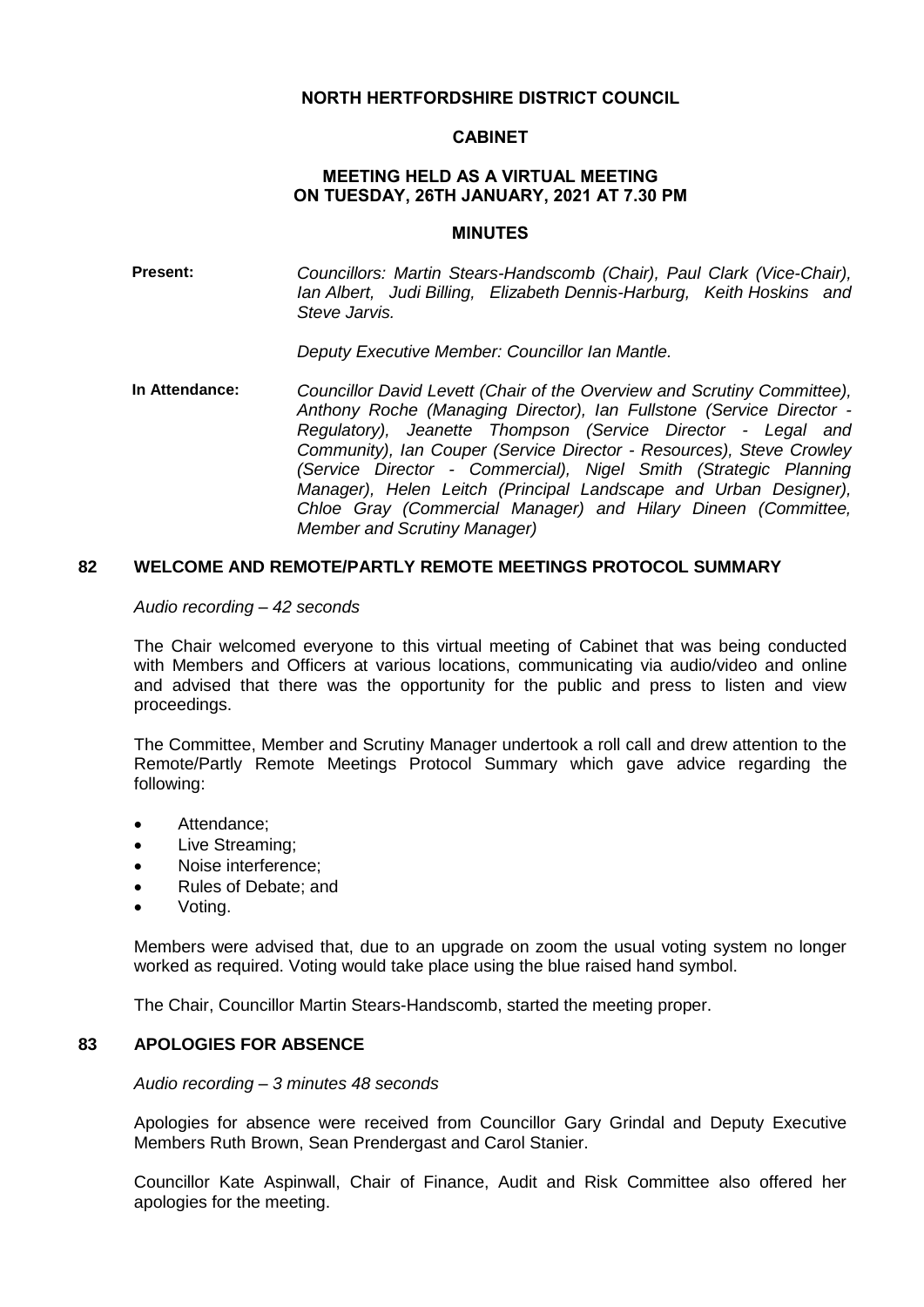# NORTH HERTFORDSHIRE DISTRICT COUNCIL

## CABINET

### MEETING HELD AS A VIRTUAL MEETING ON TUESDAY, 26TH JANUARY, 2021 AT 7.30 PM

### MINUTES

**Present:** *Councillors: Martin Stears-Handscomb (Chair), Paul Clark (Vice-Chair), Ian Albert, Judi Billing, Elizabeth Dennis-Harburg, Keith Hoskins and Steve Jarvis.*

*Deputy Executive Member: Councillor Ian Mantle.*

**In Attendance:** *Councillor David Levett (Chair of the Overview and Scrutiny Committee), Anthony Roche (Managing Director), Ian Fullstone (Service Director - Regulatory), Jeanette Thompson (Service Director - Legal and Community), Ian Couper (Service Director - Resources), Steve Crowley (Service Director - Commercial), Nigel Smith (Strategic Planning Manager), Helen Leitch (Principal Landscape and Urban Designer), Chloe Gray (Commercial Manager) and Hilary Dineen (Committee, Member and Scrutiny Manager)*

## 82 WELCOME AND REMOTE/PARTLY REMOTE MEETINGS PROTOCOL SUMMARY

*Audio recording – 42 seconds*

The Chair welcomed everyone to this virtual meeting of Cabinet that was being conducted with Members and Officers at various locations, communicating via audio/video and online and advised that there was the opportunity for the public and press to listen and view proceedings.

The Committee, Member and Scrutiny Manager undertook a roll call and drew attention to the Remote/Partly Remote Meetings Protocol Summary which gave advice regarding the following:

- Attendance;
- Live Streaming;
- Noise interference;
- Rules of Debate; and
- Voting.

Members were advised that, due to an upgrade on zoom the usual voting system no longer worked as required. Voting would take place using the blue raised hand symbol.

The Chair, Councillor Martin Stears-Handscomb, started the meeting proper.

## 83 APOLOGIES FOR ABSENCE

*Audio recording – 3 minutes 48 seconds*

Apologies for absence were received from Councillor Gary Grindal and Deputy Executive Members Ruth Brown, Sean Prendergast and Carol Stanier.

Councillor Kate Aspinwall, Chair of Finance, Audit and Risk Committee also offered her apologies for the meeting.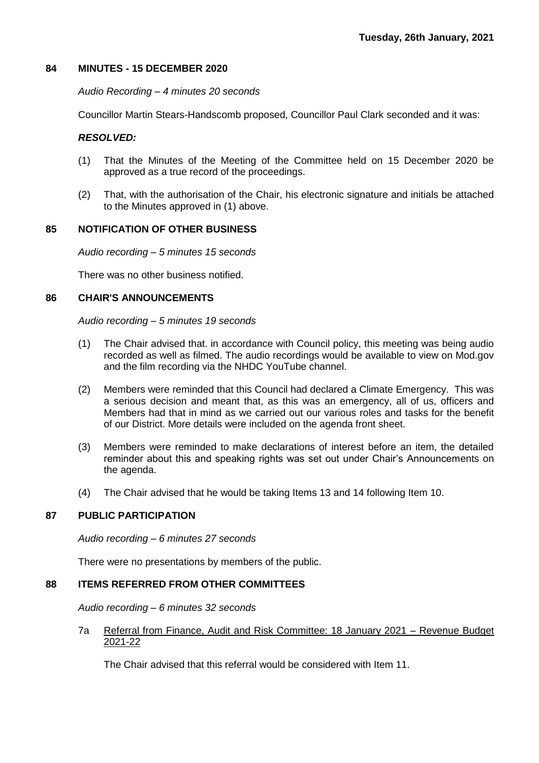**Tuesday, 26th January, 2021**

## 84 MINUTES - 15 DECEMBER 2020

*Audio Recording – 4 minutes 20 seconds*

Councillor Martin Stears-Handscomb proposed, Councillor Paul Clark seconded and it was:

***RESOLVED:***

(1) That the Minutes of the Meeting of the Committee held on 15 December 2020 be approved as a true record of the proceedings.

(2) That, with the authorisation of the Chair, his electronic signature and initials be attached to the Minutes approved in (1) above.

## 85 NOTIFICATION OF OTHER BUSINESS

*Audio recording – 5 minutes 15 seconds*

There was no other business notified.

## 86 CHAIR'S ANNOUNCEMENTS

*Audio recording – 5 minutes 19 seconds*

(1) The Chair advised that. in accordance with Council policy, this meeting was being audio recorded as well as filmed. The audio recordings would be available to view on Mod.gov and the film recording via the NHDC YouTube channel.

(2) Members were reminded that this Council had declared a Climate Emergency. This was a serious decision and meant that, as this was an emergency, all of us, officers and Members had that in mind as we carried out our various roles and tasks for the benefit of our District. More details were included on the agenda front sheet.

(3) Members were reminded to make declarations of interest before an item, the detailed reminder about this and speaking rights was set out under Chair's Announcements on the agenda.

(4) The Chair advised that he would be taking Items 13 and 14 following Item 10.

## 87 PUBLIC PARTICIPATION

*Audio recording – 6 minutes 27 seconds*

There were no presentations by members of the public.

## 88 ITEMS REFERRED FROM OTHER COMMITTEES

*Audio recording – 6 minutes 32 seconds*

7a Referral from Finance, Audit and Risk Committee: 18 January 2021 – Revenue Budget 2021-22

The Chair advised that this referral would be considered with Item 11.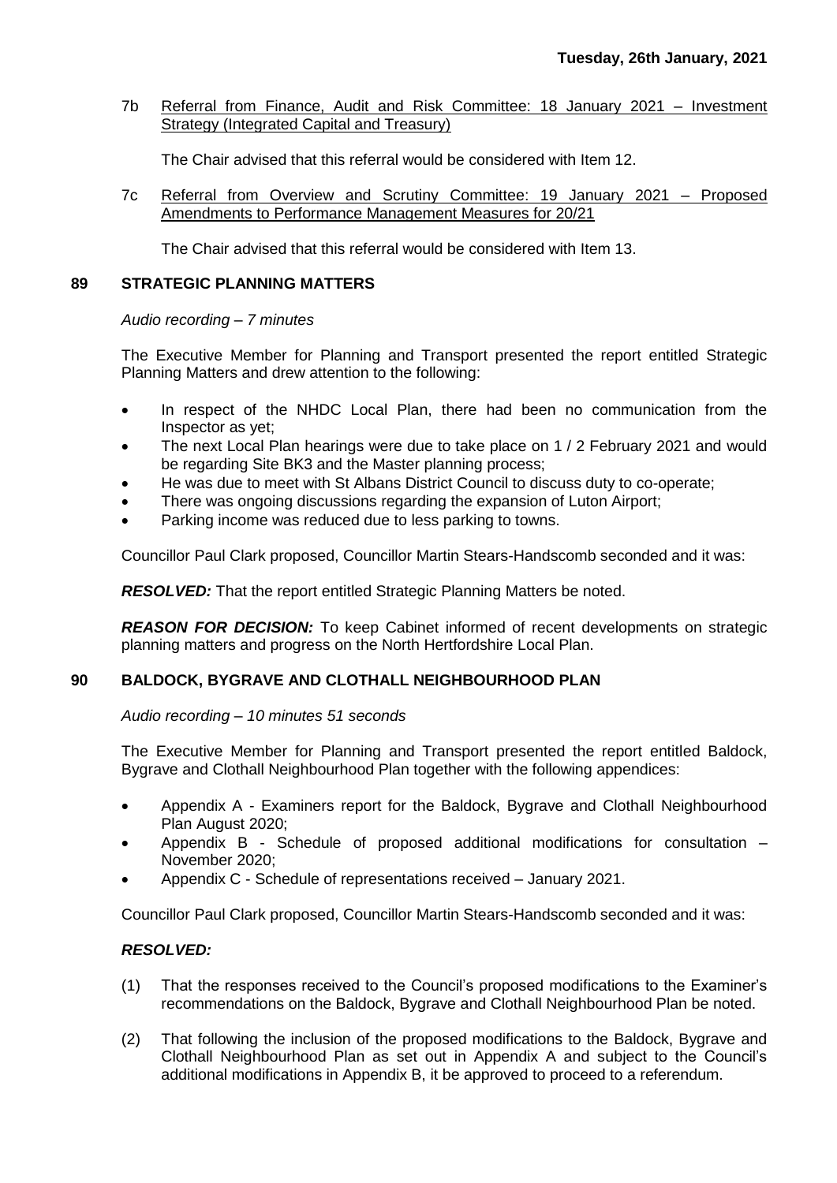7b <u>Referral from Finance, Audit and Risk Committee: 18 January 2021 – Investment Strategy (Integrated Capital and Treasury)</u>

The Chair advised that this referral would be considered with Item 12.

7c <u>Referral from Overview and Scrutiny Committee: 19 January 2021 – Proposed Amendments to Performance Management Measures for 20/21</u>

The Chair advised that this referral would be considered with Item 13.

## 89 STRATEGIC PLANNING MATTERS

*Audio recording – 7 minutes*

The Executive Member for Planning and Transport presented the report entitled Strategic Planning Matters and drew attention to the following:

- In respect of the NHDC Local Plan, there had been no communication from the Inspector as yet;
- The next Local Plan hearings were due to take place on 1 / 2 February 2021 and would be regarding Site BK3 and the Master planning process;
- He was due to meet with St Albans District Council to discuss duty to co-operate;
- There was ongoing discussions regarding the expansion of Luton Airport;
- Parking income was reduced due to less parking to towns.

Councillor Paul Clark proposed, Councillor Martin Stears-Handscomb seconded and it was:

***RESOLVED:*** That the report entitled Strategic Planning Matters be noted.

***REASON FOR DECISION:*** To keep Cabinet informed of recent developments on strategic planning matters and progress on the North Hertfordshire Local Plan.

## 90 BALDOCK, BYGRAVE AND CLOTHALL NEIGHBOURHOOD PLAN

*Audio recording – 10 minutes 51 seconds*

The Executive Member for Planning and Transport presented the report entitled Baldock, Bygrave and Clothall Neighbourhood Plan together with the following appendices:

- Appendix A - Examiners report for the Baldock, Bygrave and Clothall Neighbourhood Plan August 2020;
- Appendix B - Schedule of proposed additional modifications for consultation – November 2020;
- Appendix C - Schedule of representations received – January 2021.

Councillor Paul Clark proposed, Councillor Martin Stears-Handscomb seconded and it was:

***RESOLVED:***

(1) That the responses received to the Council's proposed modifications to the Examiner's recommendations on the Baldock, Bygrave and Clothall Neighbourhood Plan be noted.

(2) That following the inclusion of the proposed modifications to the Baldock, Bygrave and Clothall Neighbourhood Plan as set out in Appendix A and subject to the Council's additional modifications in Appendix B, it be approved to proceed to a referendum.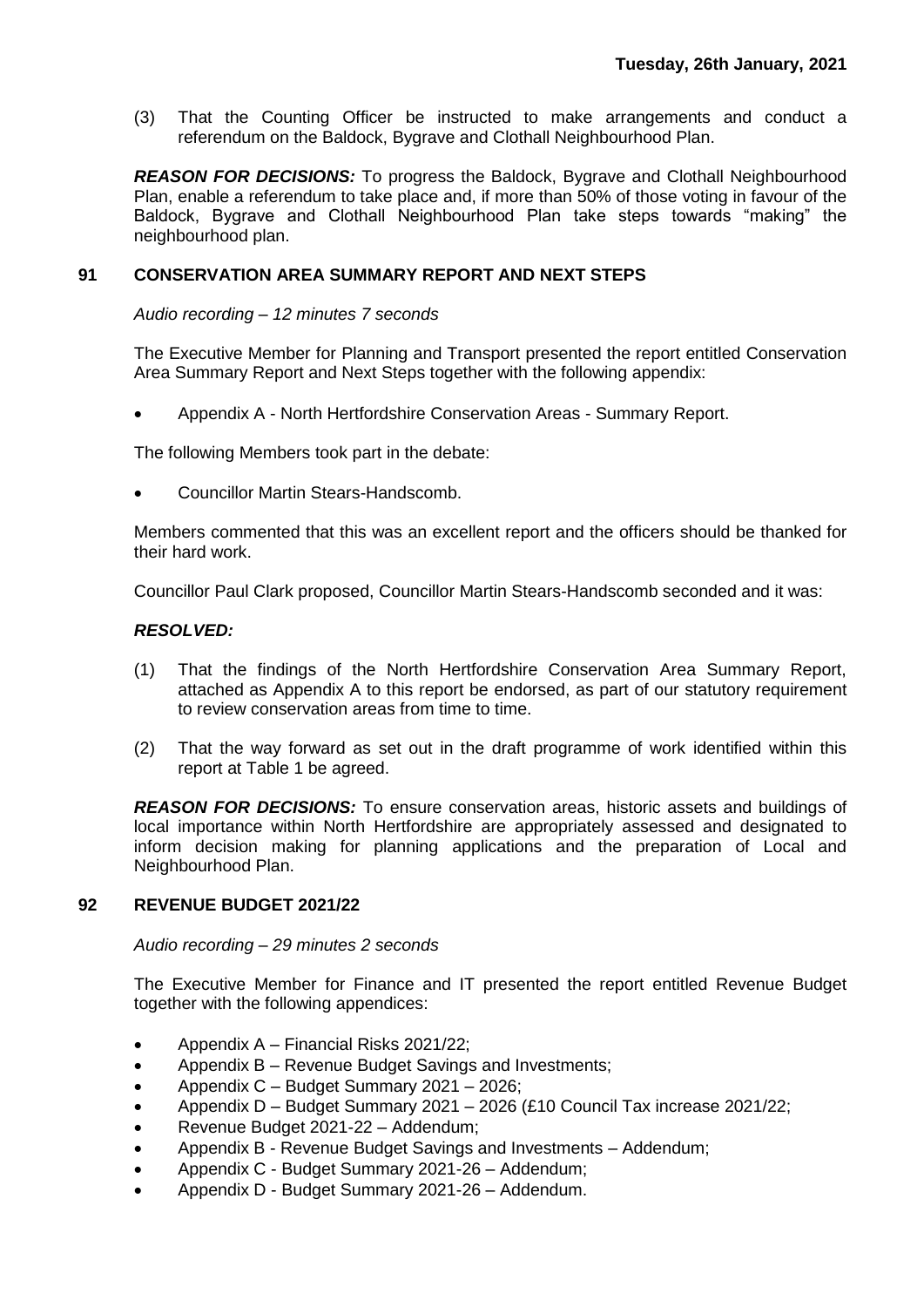(3) That the Counting Officer be instructed to make arrangements and conduct a referendum on the Baldock, Bygrave and Clothall Neighbourhood Plan.

***REASON FOR DECISIONS:*** To progress the Baldock, Bygrave and Clothall Neighbourhood Plan, enable a referendum to take place and, if more than 50% of those voting in favour of the Baldock, Bygrave and Clothall Neighbourhood Plan take steps towards "making" the neighbourhood plan.

## 91 CONSERVATION AREA SUMMARY REPORT AND NEXT STEPS

*Audio recording – 12 minutes 7 seconds*

The Executive Member for Planning and Transport presented the report entitled Conservation Area Summary Report and Next Steps together with the following appendix:

- Appendix A - North Hertfordshire Conservation Areas - Summary Report.

The following Members took part in the debate:

- Councillor Martin Stears-Handscomb.

Members commented that this was an excellent report and the officers should be thanked for their hard work.

Councillor Paul Clark proposed, Councillor Martin Stears-Handscomb seconded and it was:

***RESOLVED:***

(1) That the findings of the North Hertfordshire Conservation Area Summary Report, attached as Appendix A to this report be endorsed, as part of our statutory requirement to review conservation areas from time to time.

(2) That the way forward as set out in the draft programme of work identified within this report at Table 1 be agreed.

***REASON FOR DECISIONS:*** To ensure conservation areas, historic assets and buildings of local importance within North Hertfordshire are appropriately assessed and designated to inform decision making for planning applications and the preparation of Local and Neighbourhood Plan.

## 92 REVENUE BUDGET 2021/22

*Audio recording – 29 minutes 2 seconds*

The Executive Member for Finance and IT presented the report entitled Revenue Budget together with the following appendices:

- Appendix A – Financial Risks 2021/22;
- Appendix B – Revenue Budget Savings and Investments;
- Appendix C – Budget Summary 2021 – 2026;
- Appendix D – Budget Summary 2021 – 2026 (£10 Council Tax increase 2021/22;
- Revenue Budget 2021-22 – Addendum;
- Appendix B - Revenue Budget Savings and Investments – Addendum;
- Appendix C - Budget Summary 2021-26 – Addendum;
- Appendix D - Budget Summary 2021-26 – Addendum.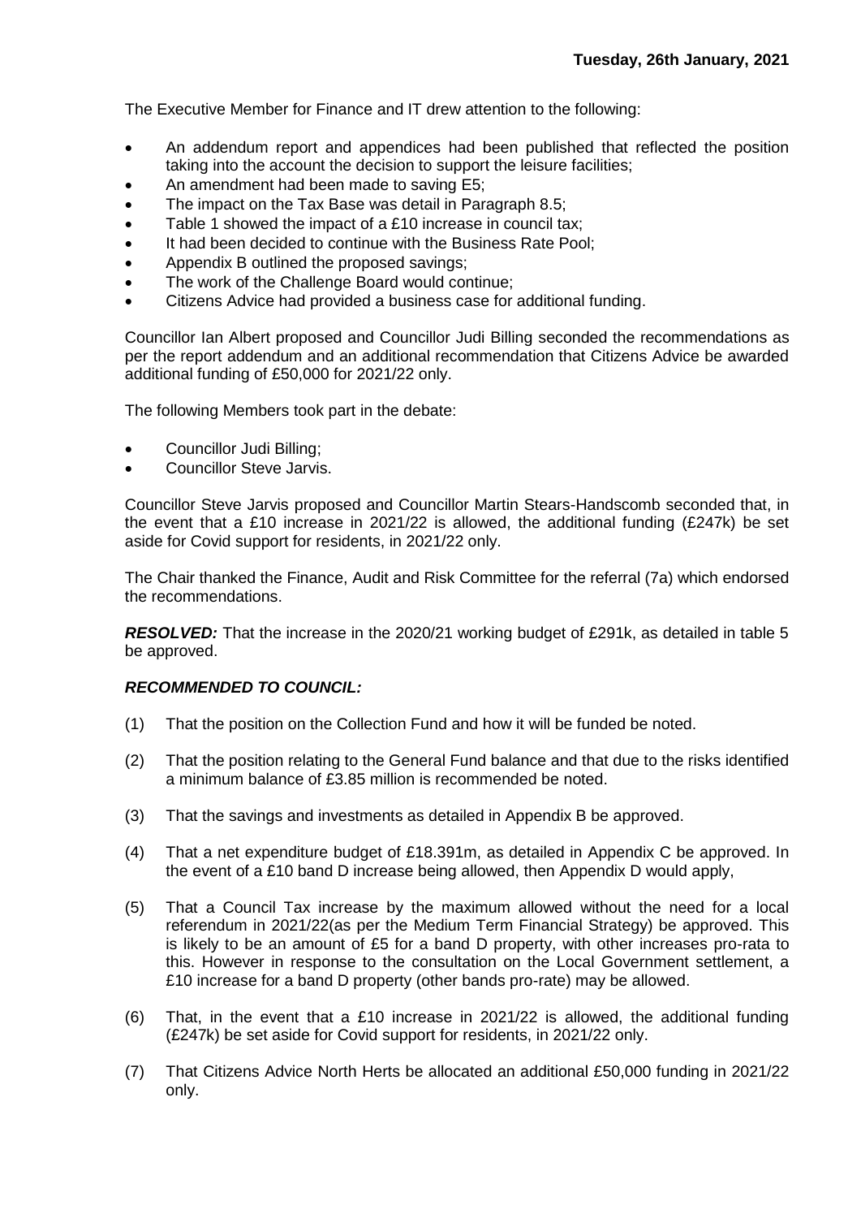The Executive Member for Finance and IT drew attention to the following:

- An addendum report and appendices had been published that reflected the position taking into the account the decision to support the leisure facilities;
- An amendment had been made to saving E5;
- The impact on the Tax Base was detail in Paragraph 8.5;
- Table 1 showed the impact of a £10 increase in council tax;
- It had been decided to continue with the Business Rate Pool;
- Appendix B outlined the proposed savings;
- The work of the Challenge Board would continue;
- Citizens Advice had provided a business case for additional funding.

Councillor Ian Albert proposed and Councillor Judi Billing seconded the recommendations as per the report addendum and an additional recommendation that Citizens Advice be awarded additional funding of £50,000 for 2021/22 only.

The following Members took part in the debate:

- Councillor Judi Billing;
- Councillor Steve Jarvis.

Councillor Steve Jarvis proposed and Councillor Martin Stears-Handscomb seconded that, in the event that a £10 increase in 2021/22 is allowed, the additional funding (£247k) be set aside for Covid support for residents, in 2021/22 only.

The Chair thanked the Finance, Audit and Risk Committee for the referral (7a) which endorsed the recommendations.

***RESOLVED:*** That the increase in the 2020/21 working budget of £291k, as detailed in table 5 be approved.

***RECOMMENDED TO COUNCIL:***

(1) That the position on the Collection Fund and how it will be funded be noted.

(2) That the position relating to the General Fund balance and that due to the risks identified a minimum balance of £3.85 million is recommended be noted.

(3) That the savings and investments as detailed in Appendix B be approved.

(4) That a net expenditure budget of £18.391m, as detailed in Appendix C be approved. In the event of a £10 band D increase being allowed, then Appendix D would apply,

(5) That a Council Tax increase by the maximum allowed without the need for a local referendum in 2021/22(as per the Medium Term Financial Strategy) be approved. This is likely to be an amount of £5 for a band D property, with other increases pro-rata to this. However in response to the consultation on the Local Government settlement, a £10 increase for a band D property (other bands pro-rate) may be allowed.

(6) That, in the event that a £10 increase in 2021/22 is allowed, the additional funding (£247k) be set aside for Covid support for residents, in 2021/22 only.

(7) That Citizens Advice North Herts be allocated an additional £50,000 funding in 2021/22 only.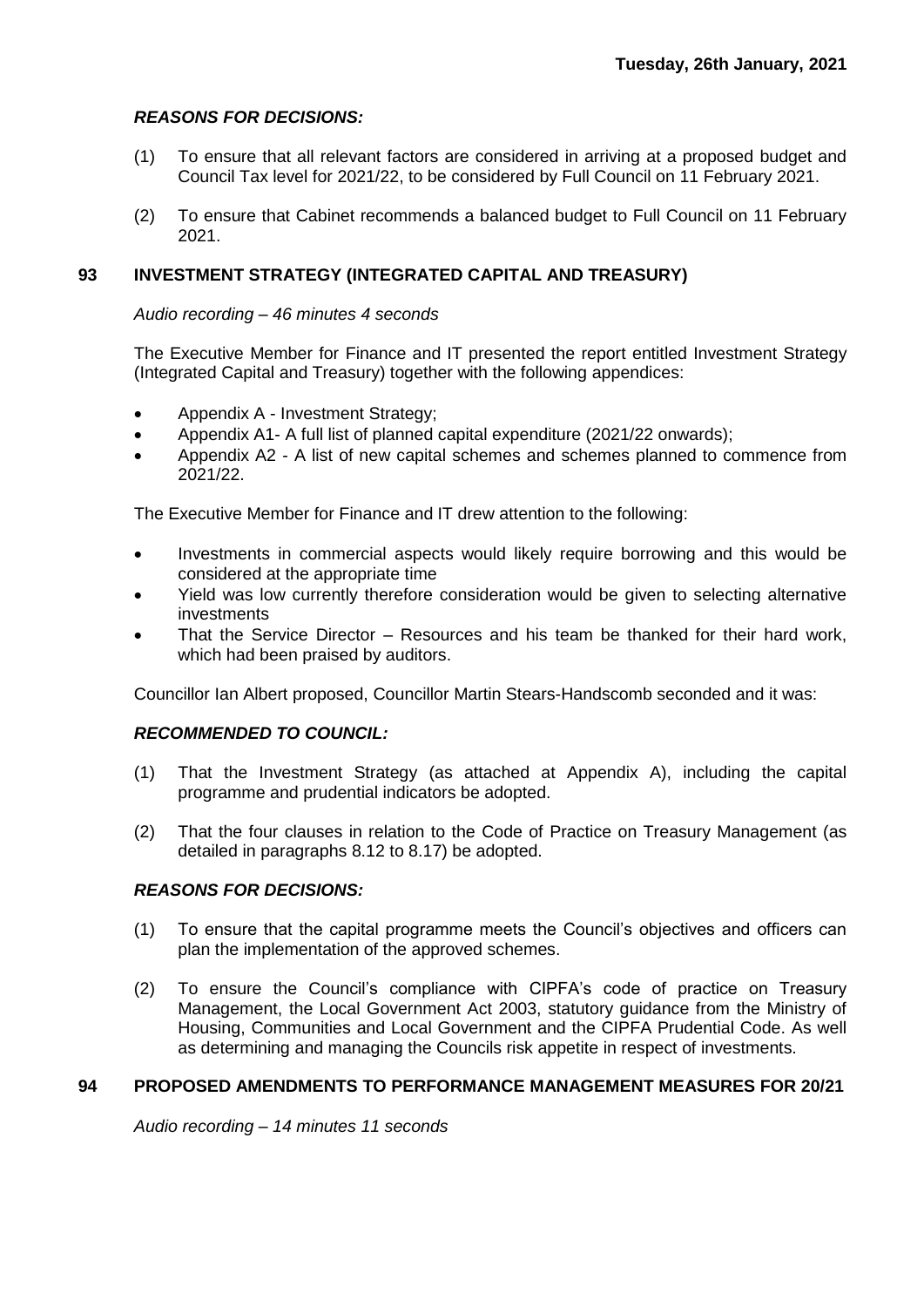### *REASONS FOR DECISIONS:*

(1) To ensure that all relevant factors are considered in arriving at a proposed budget and Council Tax level for 2021/22, to be considered by Full Council on 11 February 2021.

(2) To ensure that Cabinet recommends a balanced budget to Full Council on 11 February 2021.

## 93 INVESTMENT STRATEGY (INTEGRATED CAPITAL AND TREASURY)

*Audio recording – 46 minutes 4 seconds*

The Executive Member for Finance and IT presented the report entitled Investment Strategy (Integrated Capital and Treasury) together with the following appendices:

- Appendix A - Investment Strategy;
- Appendix A1- A full list of planned capital expenditure (2021/22 onwards);
- Appendix A2 - A list of new capital schemes and schemes planned to commence from 2021/22.

The Executive Member for Finance and IT drew attention to the following:

- Investments in commercial aspects would likely require borrowing and this would be considered at the appropriate time
- Yield was low currently therefore consideration would be given to selecting alternative investments
- That the Service Director – Resources and his team be thanked for their hard work, which had been praised by auditors.

Councillor Ian Albert proposed, Councillor Martin Stears-Handscomb seconded and it was:

### *RECOMMENDED TO COUNCIL:*

(1) That the Investment Strategy (as attached at Appendix A), including the capital programme and prudential indicators be adopted.

(2) That the four clauses in relation to the Code of Practice on Treasury Management (as detailed in paragraphs 8.12 to 8.17) be adopted.

### *REASONS FOR DECISIONS:*

(1) To ensure that the capital programme meets the Council's objectives and officers can plan the implementation of the approved schemes.

(2) To ensure the Council's compliance with CIPFA's code of practice on Treasury Management, the Local Government Act 2003, statutory guidance from the Ministry of Housing, Communities and Local Government and the CIPFA Prudential Code. As well as determining and managing the Councils risk appetite in respect of investments.

## 94 PROPOSED AMENDMENTS TO PERFORMANCE MANAGEMENT MEASURES FOR 20/21

*Audio recording – 14 minutes 11 seconds*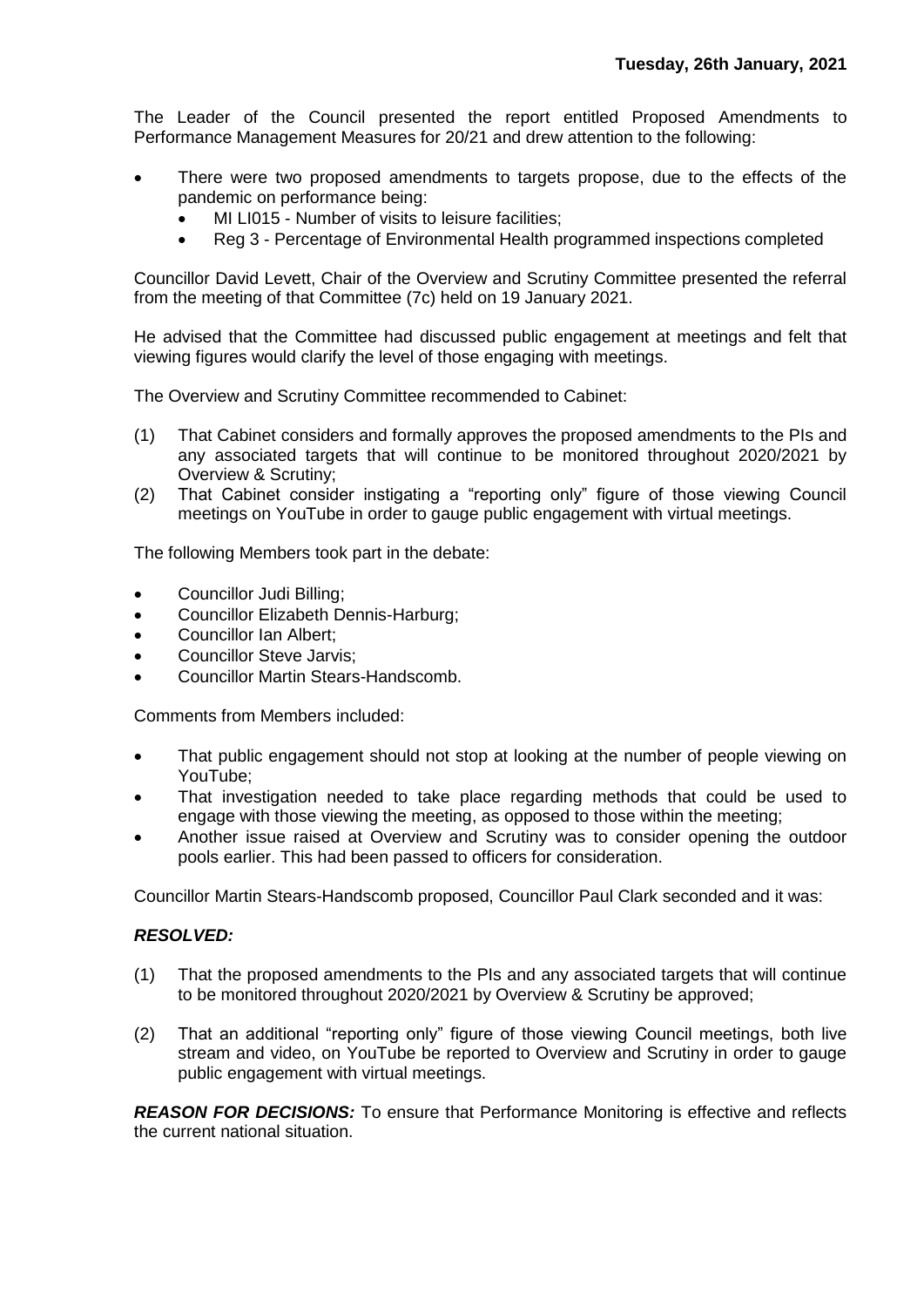The Leader of the Council presented the report entitled Proposed Amendments to Performance Management Measures for 20/21 and drew attention to the following:

- There were two proposed amendments to targets propose, due to the effects of the pandemic on performance being:
  - MI LI015 - Number of visits to leisure facilities;
  - Reg 3 - Percentage of Environmental Health programmed inspections completed

Councillor David Levett, Chair of the Overview and Scrutiny Committee presented the referral from the meeting of that Committee (7c) held on 19 January 2021.

He advised that the Committee had discussed public engagement at meetings and felt that viewing figures would clarify the level of those engaging with meetings.

The Overview and Scrutiny Committee recommended to Cabinet:

(1) That Cabinet considers and formally approves the proposed amendments to the PIs and any associated targets that will continue to be monitored throughout 2020/2021 by Overview & Scrutiny;

(2) That Cabinet consider instigating a "reporting only" figure of those viewing Council meetings on YouTube in order to gauge public engagement with virtual meetings.

The following Members took part in the debate:

- Councillor Judi Billing;
- Councillor Elizabeth Dennis-Harburg;
- Councillor Ian Albert;
- Councillor Steve Jarvis;
- Councillor Martin Stears-Handscomb.

Comments from Members included:

- That public engagement should not stop at looking at the number of people viewing on YouTube;
- That investigation needed to take place regarding methods that could be used to engage with those viewing the meeting, as opposed to those within the meeting;
- Another issue raised at Overview and Scrutiny was to consider opening the outdoor pools earlier. This had been passed to officers for consideration.

Councillor Martin Stears-Handscomb proposed, Councillor Paul Clark seconded and it was:

***RESOLVED:***

(1) That the proposed amendments to the PIs and any associated targets that will continue to be monitored throughout 2020/2021 by Overview & Scrutiny be approved;

(2) That an additional "reporting only" figure of those viewing Council meetings, both live stream and video, on YouTube be reported to Overview and Scrutiny in order to gauge public engagement with virtual meetings.

***REASON FOR DECISIONS:*** To ensure that Performance Monitoring is effective and reflects the current national situation.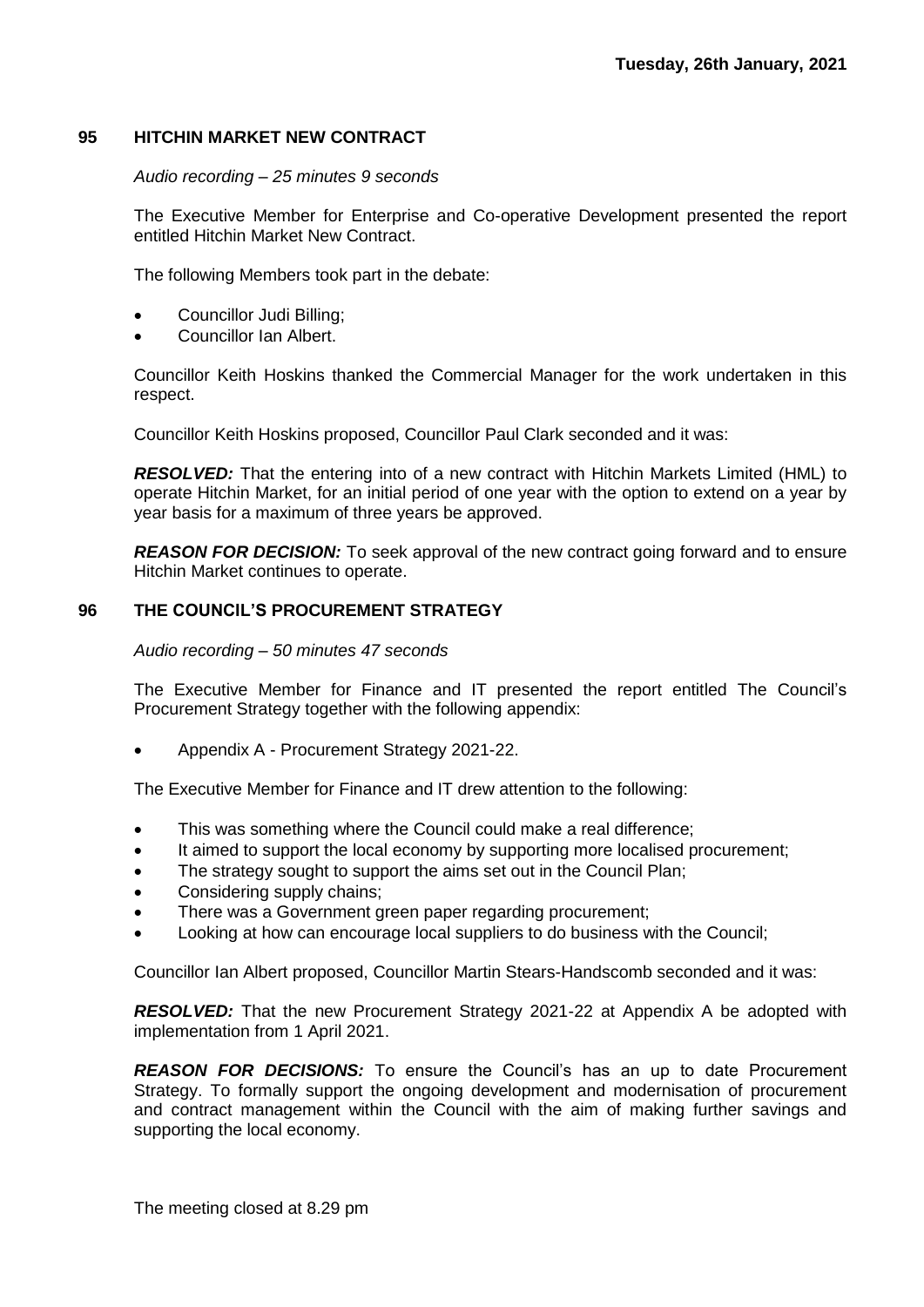**Tuesday, 26th January, 2021**

## 95 HITCHIN MARKET NEW CONTRACT

*Audio recording – 25 minutes 9 seconds*

The Executive Member for Enterprise and Co-operative Development presented the report entitled Hitchin Market New Contract.

The following Members took part in the debate:

- Councillor Judi Billing;
- Councillor Ian Albert.

Councillor Keith Hoskins thanked the Commercial Manager for the work undertaken in this respect.

Councillor Keith Hoskins proposed, Councillor Paul Clark seconded and it was:

***RESOLVED:*** That the entering into of a new contract with Hitchin Markets Limited (HML) to operate Hitchin Market, for an initial period of one year with the option to extend on a year by year basis for a maximum of three years be approved.

***REASON FOR DECISION:*** To seek approval of the new contract going forward and to ensure Hitchin Market continues to operate.

## 96 THE COUNCIL'S PROCUREMENT STRATEGY

*Audio recording – 50 minutes 47 seconds*

The Executive Member for Finance and IT presented the report entitled The Council's Procurement Strategy together with the following appendix:

- Appendix A - Procurement Strategy 2021-22.

The Executive Member for Finance and IT drew attention to the following:

- This was something where the Council could make a real difference;
- It aimed to support the local economy by supporting more localised procurement;
- The strategy sought to support the aims set out in the Council Plan;
- Considering supply chains;
- There was a Government green paper regarding procurement;
- Looking at how can encourage local suppliers to do business with the Council;

Councillor Ian Albert proposed, Councillor Martin Stears-Handscomb seconded and it was:

***RESOLVED:*** That the new Procurement Strategy 2021-22 at Appendix A be adopted with implementation from 1 April 2021.

***REASON FOR DECISIONS:*** To ensure the Council's has an up to date Procurement Strategy. To formally support the ongoing development and modernisation of procurement and contract management within the Council with the aim of making further savings and supporting the local economy.

The meeting closed at 8.29 pm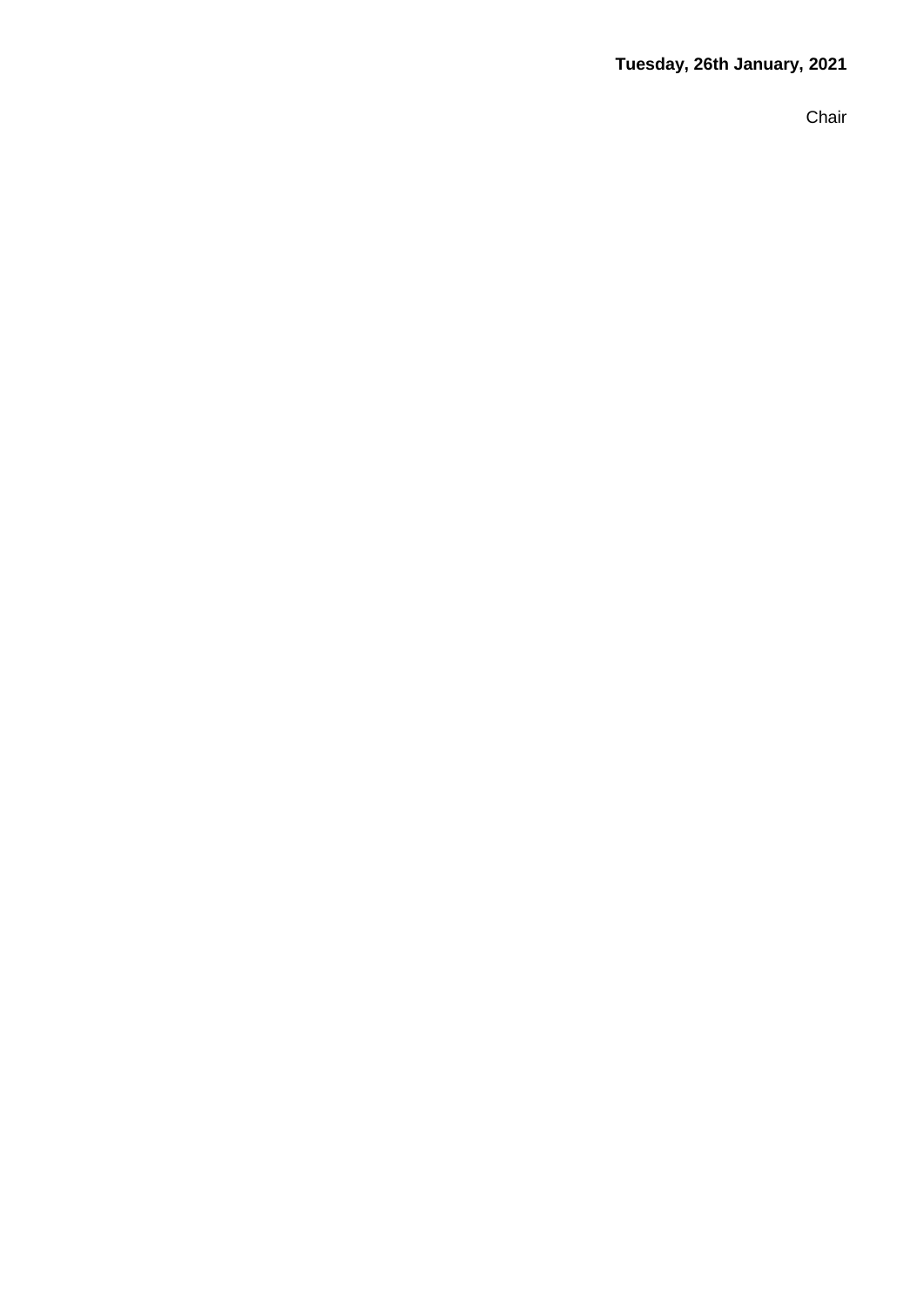**Tuesday, 26th January, 2021**

Chair